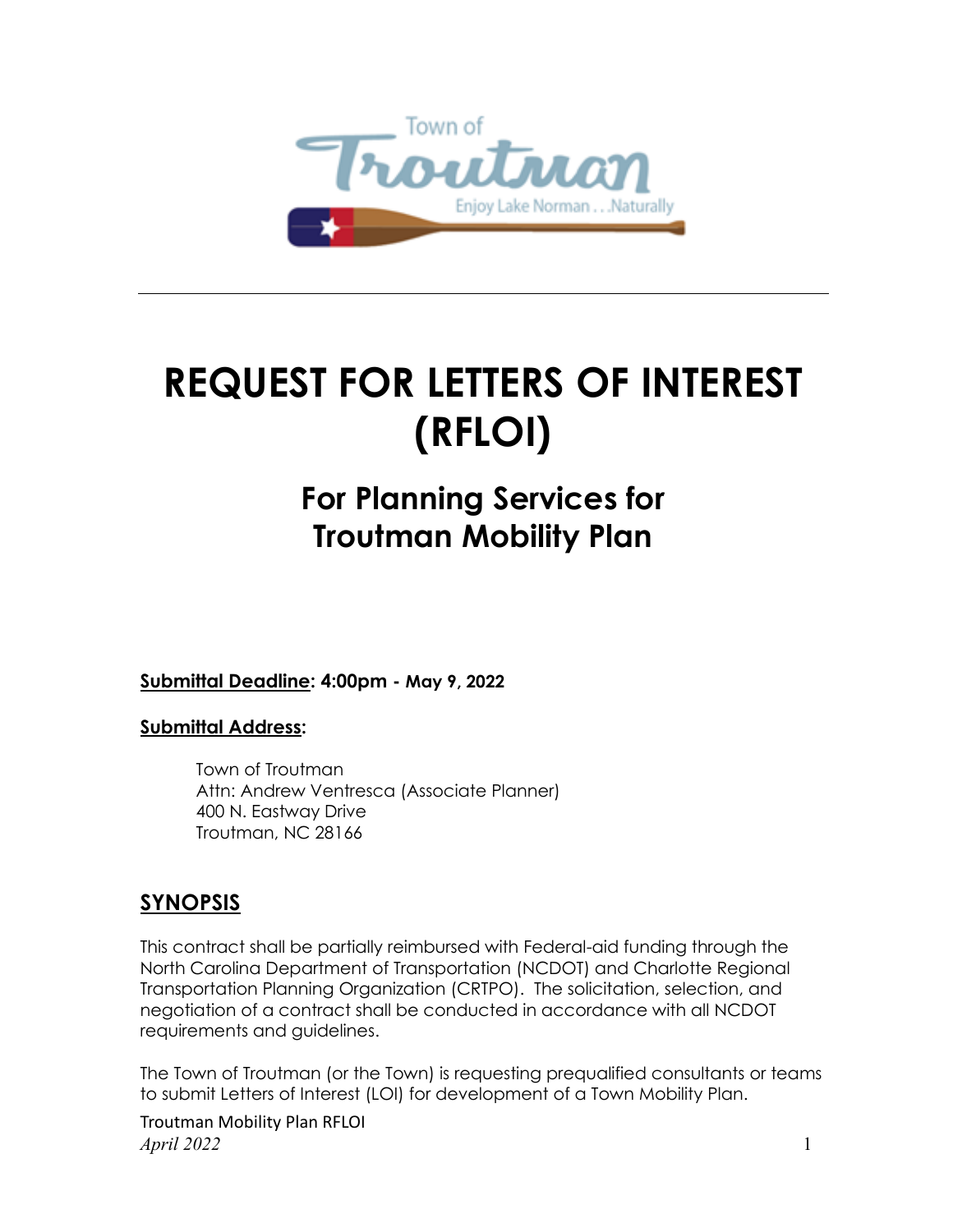Town of Troutman

Enjoy Lake Norman . . . Naturally

# REQUEST FOR LETTERS OF INTEREST (RFLOI)

## For Planning Services for Troutman Mobility Plan

**Submittal Deadline: 4:00pm - May 9, 2022**

**Submittal Address:**

Town of Troutman
Attn: Andrew Ventresca (Associate Planner)
400 N. Eastway Drive
Troutman, NC 28166

## SYNOPSIS

This contract shall be partially reimbursed with Federal-aid funding through the North Carolina Department of Transportation (NCDOT) and Charlotte Regional Transportation Planning Organization (CRTPO). The solicitation, selection, and negotiation of a contract shall be conducted in accordance with all NCDOT requirements and guidelines.

The Town of Troutman (or the Town) is requesting prequalified consultants or teams to submit Letters of Interest (LOI) for development of a Town Mobility Plan.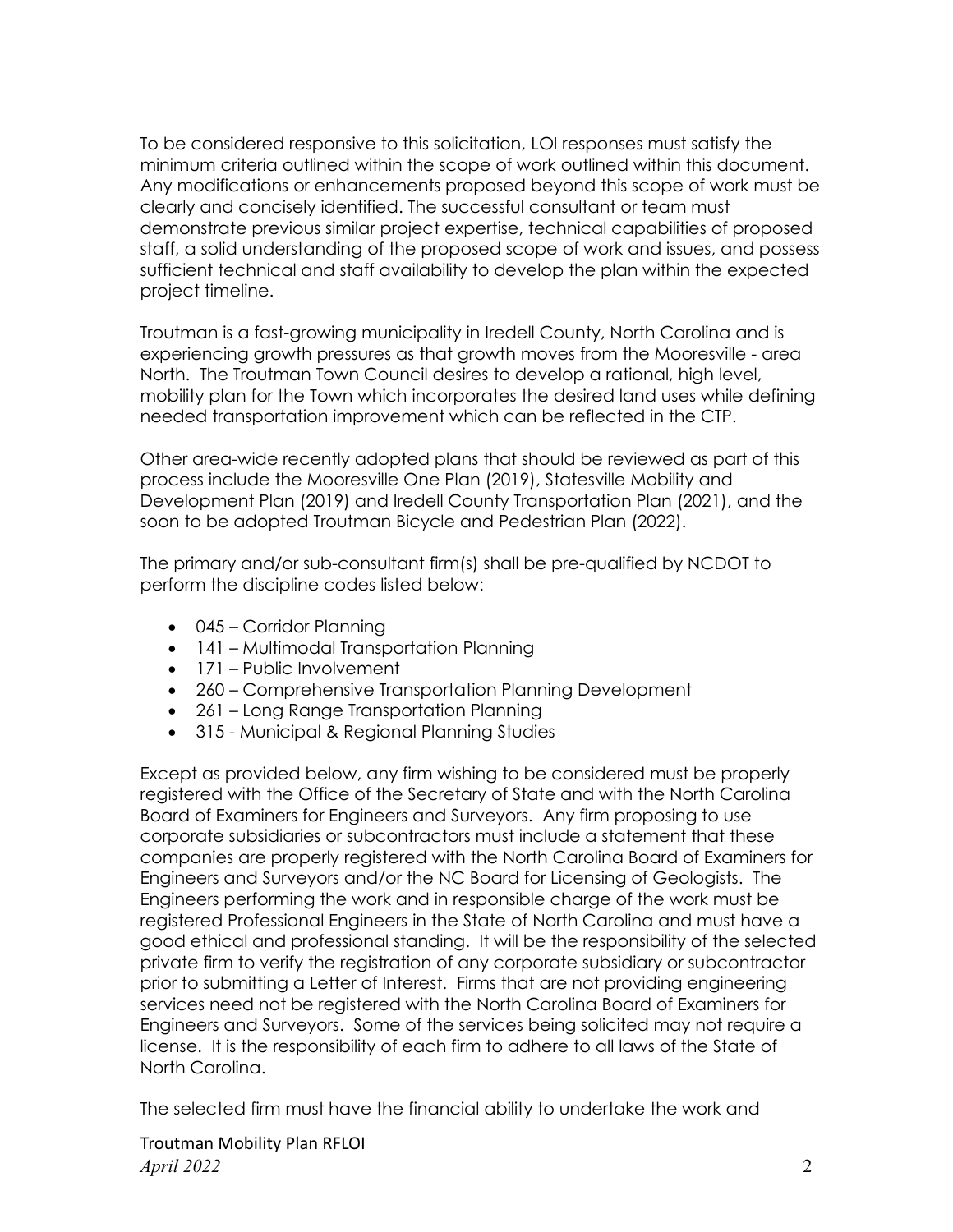To be considered responsive to this solicitation, LOI responses must satisfy the minimum criteria outlined within the scope of work outlined within this document. Any modifications or enhancements proposed beyond this scope of work must be clearly and concisely identified. The successful consultant or team must demonstrate previous similar project expertise, technical capabilities of proposed staff, a solid understanding of the proposed scope of work and issues, and possess sufficient technical and staff availability to develop the plan within the expected project timeline.

Troutman is a fast-growing municipality in Iredell County, North Carolina and is experiencing growth pressures as that growth moves from the Mooresville - area North. The Troutman Town Council desires to develop a rational, high level, mobility plan for the Town which incorporates the desired land uses while defining needed transportation improvement which can be reflected in the CTP.

Other area-wide recently adopted plans that should be reviewed as part of this process include the Mooresville One Plan (2019), Statesville Mobility and Development Plan (2019) and Iredell County Transportation Plan (2021), and the soon to be adopted Troutman Bicycle and Pedestrian Plan (2022).

The primary and/or sub-consultant firm(s) shall be pre-qualified by NCDOT to perform the discipline codes listed below:

- 045 – Corridor Planning
- 141 – Multimodal Transportation Planning
- 171 – Public Involvement
- 260 – Comprehensive Transportation Planning Development
- 261 – Long Range Transportation Planning
- 315 - Municipal & Regional Planning Studies

Except as provided below, any firm wishing to be considered must be properly registered with the Office of the Secretary of State and with the North Carolina Board of Examiners for Engineers and Surveyors. Any firm proposing to use corporate subsidiaries or subcontractors must include a statement that these companies are properly registered with the North Carolina Board of Examiners for Engineers and Surveyors and/or the NC Board for Licensing of Geologists. The Engineers performing the work and in responsible charge of the work must be registered Professional Engineers in the State of North Carolina and must have a good ethical and professional standing. It will be the responsibility of the selected private firm to verify the registration of any corporate subsidiary or subcontractor prior to submitting a Letter of Interest. Firms that are not providing engineering services need not be registered with the North Carolina Board of Examiners for Engineers and Surveyors. Some of the services being solicited may not require a license. It is the responsibility of each firm to adhere to all laws of the State of North Carolina.

The selected firm must have the financial ability to undertake the work and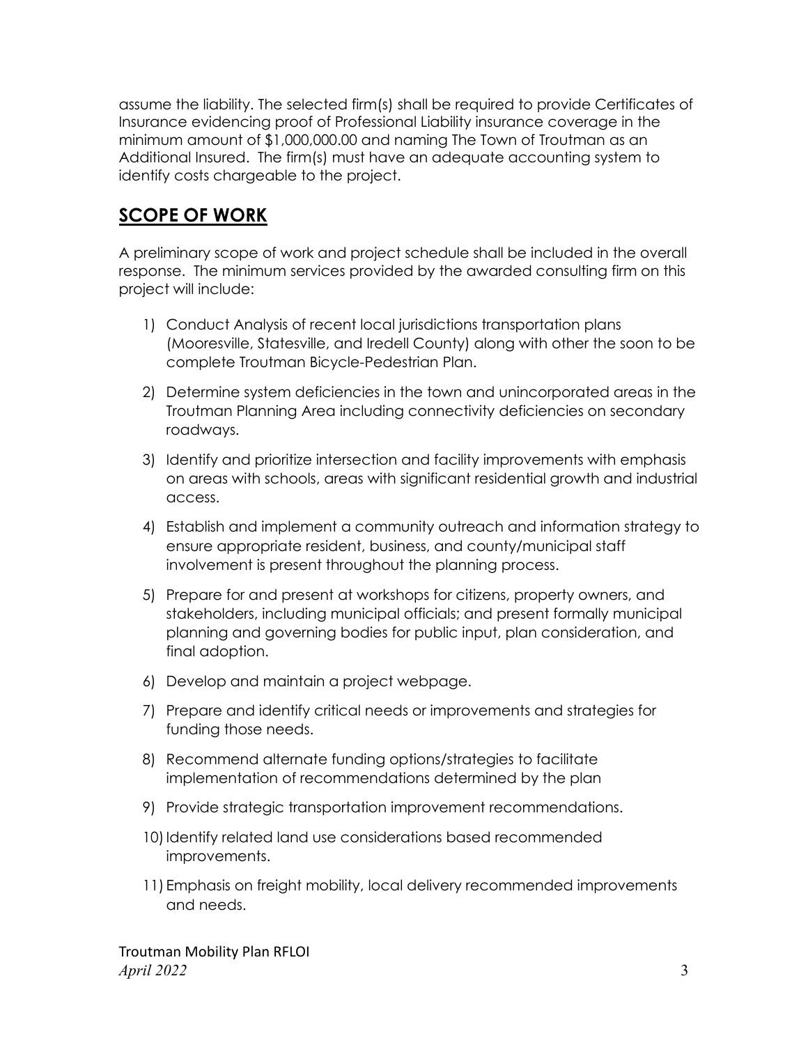assume the liability. The selected firm(s) shall be required to provide Certificates of Insurance evidencing proof of Professional Liability insurance coverage in the minimum amount of $1,000,000.00 and naming The Town of Troutman as an Additional Insured. The firm(s) must have an adequate accounting system to identify costs chargeable to the project.

## SCOPE OF WORK

A preliminary scope of work and project schedule shall be included in the overall response. The minimum services provided by the awarded consulting firm on this project will include:

1) Conduct Analysis of recent local jurisdictions transportation plans (Mooresville, Statesville, and Iredell County) along with other the soon to be complete Troutman Bicycle-Pedestrian Plan.
2) Determine system deficiencies in the town and unincorporated areas in the Troutman Planning Area including connectivity deficiencies on secondary roadways.
3) Identify and prioritize intersection and facility improvements with emphasis on areas with schools, areas with significant residential growth and industrial access.
4) Establish and implement a community outreach and information strategy to ensure appropriate resident, business, and county/municipal staff involvement is present throughout the planning process.
5) Prepare for and present at workshops for citizens, property owners, and stakeholders, including municipal officials; and present formally municipal planning and governing bodies for public input, plan consideration, and final adoption.
6) Develop and maintain a project webpage.
7) Prepare and identify critical needs or improvements and strategies for funding those needs.
8) Recommend alternate funding options/strategies to facilitate implementation of recommendations determined by the plan
9) Provide strategic transportation improvement recommendations.
10) Identify related land use considerations based recommended improvements.
11) Emphasis on freight mobility, local delivery recommended improvements and needs.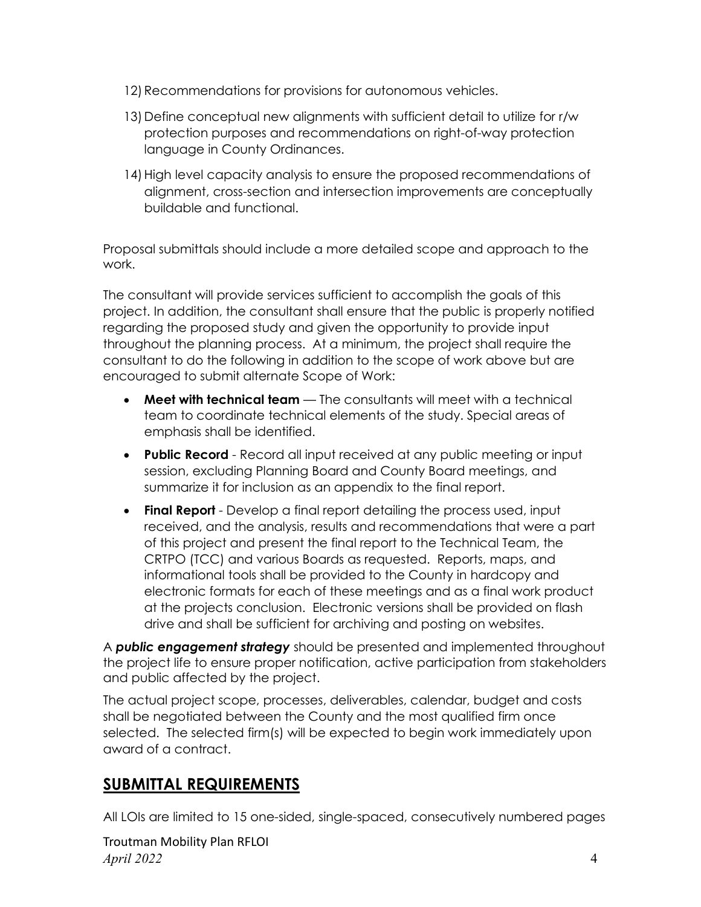12) Recommendations for provisions for autonomous vehicles.

13) Define conceptual new alignments with sufficient detail to utilize for r/w protection purposes and recommendations on right-of-way protection language in County Ordinances.

14) High level capacity analysis to ensure the proposed recommendations of alignment, cross-section and intersection improvements are conceptually buildable and functional.

Proposal submittals should include a more detailed scope and approach to the work.

The consultant will provide services sufficient to accomplish the goals of this project. In addition, the consultant shall ensure that the public is properly notified regarding the proposed study and given the opportunity to provide input throughout the planning process. At a minimum, the project shall require the consultant to do the following in addition to the scope of work above but are encouraged to submit alternate Scope of Work:

- **Meet with technical team** — The consultants will meet with a technical team to coordinate technical elements of the study. Special areas of emphasis shall be identified.
- **Public Record** - Record all input received at any public meeting or input session, excluding Planning Board and County Board meetings, and summarize it for inclusion as an appendix to the final report.
- **Final Report** - Develop a final report detailing the process used, input received, and the analysis, results and recommendations that were a part of this project and present the final report to the Technical Team, the CRTPO (TCC) and various Boards as requested. Reports, maps, and informational tools shall be provided to the County in hardcopy and electronic formats for each of these meetings and as a final work product at the projects conclusion. Electronic versions shall be provided on flash drive and shall be sufficient for archiving and posting on websites.

A ***public engagement strategy*** should be presented and implemented throughout the project life to ensure proper notification, active participation from stakeholders and public affected by the project.

The actual project scope, processes, deliverables, calendar, budget and costs shall be negotiated between the County and the most qualified firm once selected. The selected firm(s) will be expected to begin work immediately upon award of a contract.

## SUBMITTAL REQUIREMENTS

All LOIs are limited to 15 one-sided, single-spaced, consecutively numbered pages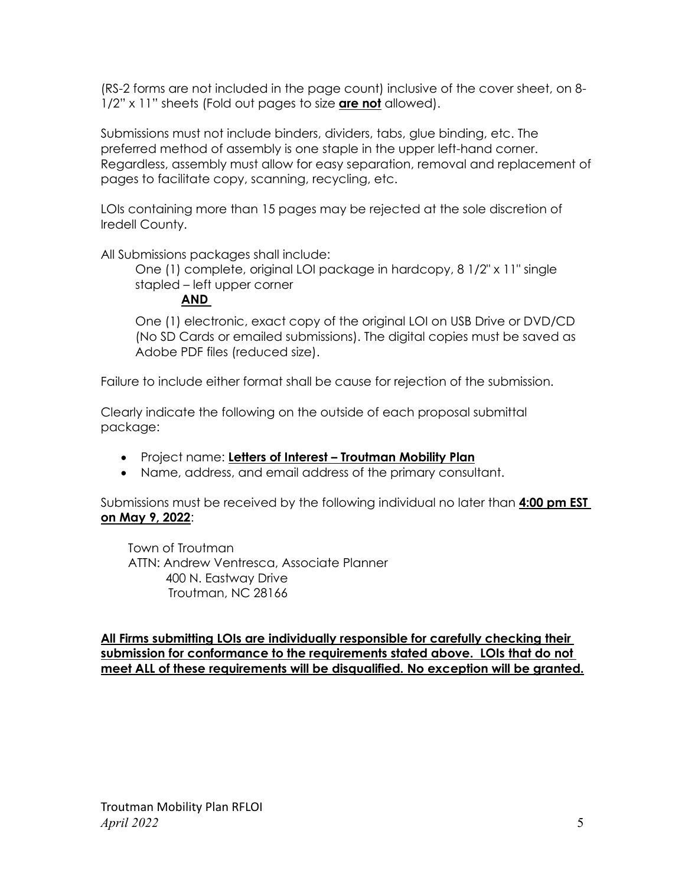(RS-2 forms are not included in the page count) inclusive of the cover sheet, on 8-1/2" x 11" sheets (Fold out pages to size **are not** allowed).

Submissions must not include binders, dividers, tabs, glue binding, etc. The preferred method of assembly is one staple in the upper left-hand corner. Regardless, assembly must allow for easy separation, removal and replacement of pages to facilitate copy, scanning, recycling, etc.

LOIs containing more than 15 pages may be rejected at the sole discretion of Iredell County.

All Submissions packages shall include:

One (1) complete, original LOI package in hardcopy, 8 1/2" x 11" single stapled – left upper corner

**AND**

One (1) electronic, exact copy of the original LOI on USB Drive or DVD/CD (No SD Cards or emailed submissions). The digital copies must be saved as Adobe PDF files (reduced size).

Failure to include either format shall be cause for rejection of the submission.

Clearly indicate the following on the outside of each proposal submittal package:

- Project name: **Letters of Interest – Troutman Mobility Plan**
- Name, address, and email address of the primary consultant.

Submissions must be received by the following individual no later than **4:00 pm EST on May 9, 2022**:

Town of Troutman
ATTN: Andrew Ventresca, Associate Planner
400 N. Eastway Drive
Troutman, NC 28166

**All Firms submitting LOIs are individually responsible for carefully checking their submission for conformance to the requirements stated above. LOIs that do not meet ALL of these requirements will be disqualified. No exception will be granted.**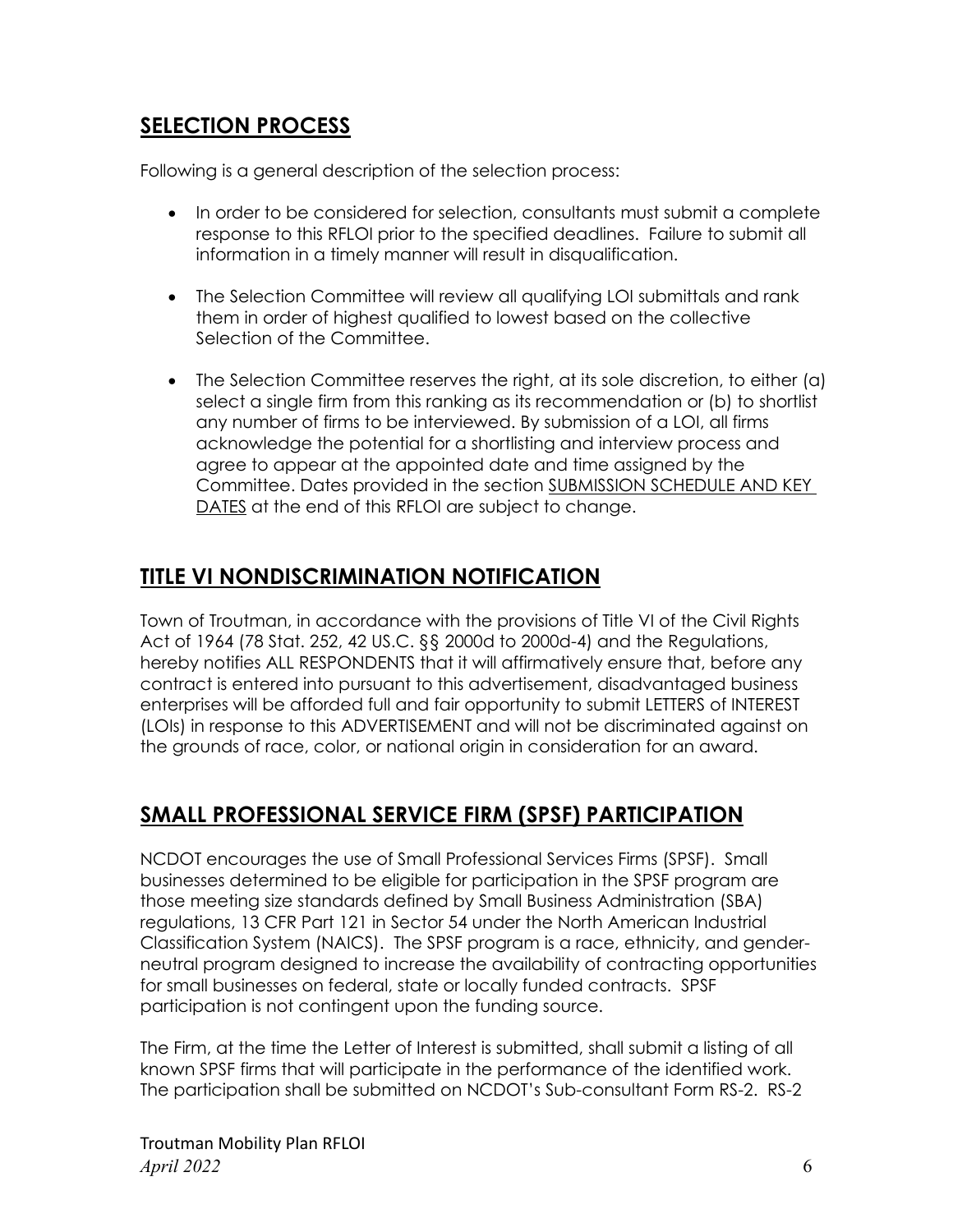## SELECTION PROCESS

Following is a general description of the selection process:

- In order to be considered for selection, consultants must submit a complete response to this RFLOI prior to the specified deadlines. Failure to submit all information in a timely manner will result in disqualification.
- The Selection Committee will review all qualifying LOI submittals and rank them in order of highest qualified to lowest based on the collective Selection of the Committee.
- The Selection Committee reserves the right, at its sole discretion, to either (a) select a single firm from this ranking as its recommendation or (b) to shortlist any number of firms to be interviewed. By submission of a LOI, all firms acknowledge the potential for a shortlisting and interview process and agree to appear at the appointed date and time assigned by the Committee. Dates provided in the section SUBMISSION SCHEDULE AND KEY DATES at the end of this RFLOI are subject to change.

## TITLE VI NONDISCRIMINATION NOTIFICATION

Town of Troutman, in accordance with the provisions of Title VI of the Civil Rights Act of 1964 (78 Stat. 252, 42 US.C. §§ 2000d to 2000d-4) and the Regulations, hereby notifies ALL RESPONDENTS that it will affirmatively ensure that, before any contract is entered into pursuant to this advertisement, disadvantaged business enterprises will be afforded full and fair opportunity to submit LETTERS of INTEREST (LOIs) in response to this ADVERTISEMENT and will not be discriminated against on the grounds of race, color, or national origin in consideration for an award.

## SMALL PROFESSIONAL SERVICE FIRM (SPSF) PARTICIPATION

NCDOT encourages the use of Small Professional Services Firms (SPSF). Small businesses determined to be eligible for participation in the SPSF program are those meeting size standards defined by Small Business Administration (SBA) regulations, 13 CFR Part 121 in Sector 54 under the North American Industrial Classification System (NAICS). The SPSF program is a race, ethnicity, and gender-neutral program designed to increase the availability of contracting opportunities for small businesses on federal, state or locally funded contracts. SPSF participation is not contingent upon the funding source.

The Firm, at the time the Letter of Interest is submitted, shall submit a listing of all known SPSF firms that will participate in the performance of the identified work. The participation shall be submitted on NCDOT's Sub-consultant Form RS-2. RS-2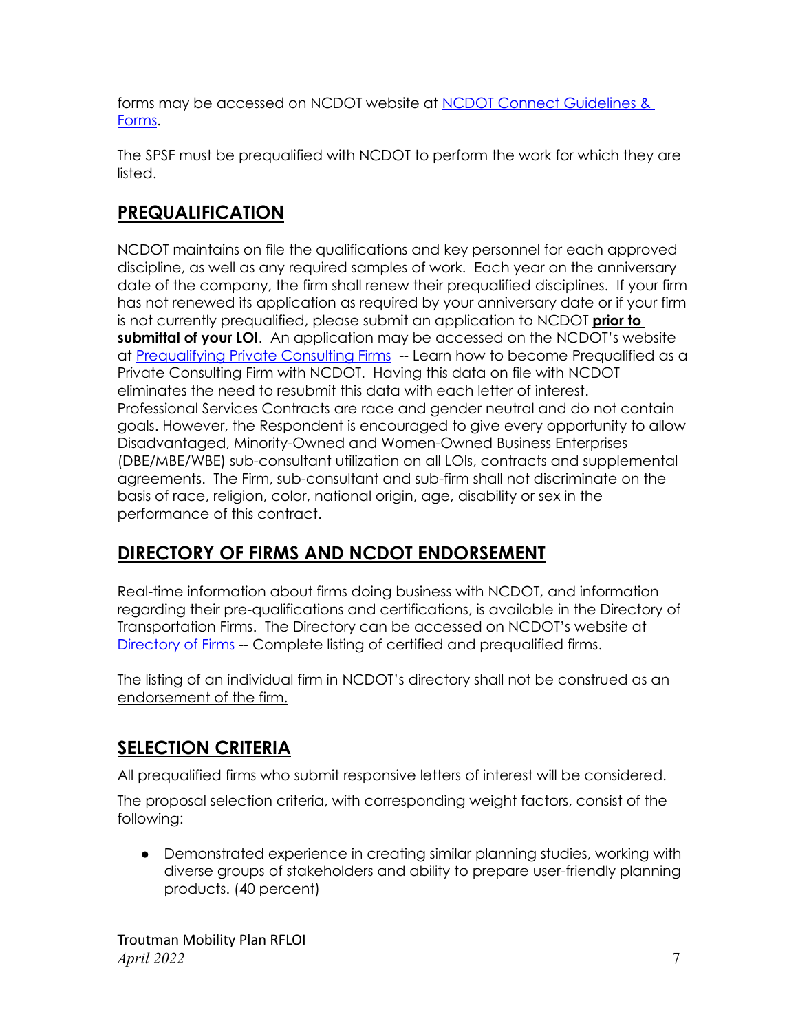forms may be accessed on NCDOT website at [NCDOT Connect Guidelines & Forms](#).

The SPSF must be prequalified with NCDOT to perform the work for which they are listed.

## PREQUALIFICATION

NCDOT maintains on file the qualifications and key personnel for each approved discipline, as well as any required samples of work. Each year on the anniversary date of the company, the firm shall renew their prequalified disciplines. If your firm has not renewed its application as required by your anniversary date or if your firm is not currently prequalified, please submit an application to NCDOT **prior to submittal of your LOI**. An application may be accessed on the NCDOT's website at [Prequalifying Private Consulting Firms](#) -- Learn how to become Prequalified as a Private Consulting Firm with NCDOT. Having this data on file with NCDOT eliminates the need to resubmit this data with each letter of interest. Professional Services Contracts are race and gender neutral and do not contain goals. However, the Respondent is encouraged to give every opportunity to allow Disadvantaged, Minority-Owned and Women-Owned Business Enterprises (DBE/MBE/WBE) sub-consultant utilization on all LOIs, contracts and supplemental agreements. The Firm, sub-consultant and sub-firm shall not discriminate on the basis of race, religion, color, national origin, age, disability or sex in the performance of this contract.

## DIRECTORY OF FIRMS AND NCDOT ENDORSEMENT

Real-time information about firms doing business with NCDOT, and information regarding their pre-qualifications and certifications, is available in the Directory of Transportation Firms. The Directory can be accessed on NCDOT's website at [Directory of Firms](#) -- Complete listing of certified and prequalified firms.

<u>The listing of an individual firm in NCDOT's directory shall not be construed as an endorsement of the firm.</u>

## SELECTION CRITERIA

All prequalified firms who submit responsive letters of interest will be considered.

The proposal selection criteria, with corresponding weight factors, consist of the following:

- Demonstrated experience in creating similar planning studies, working with diverse groups of stakeholders and ability to prepare user-friendly planning products. (40 percent)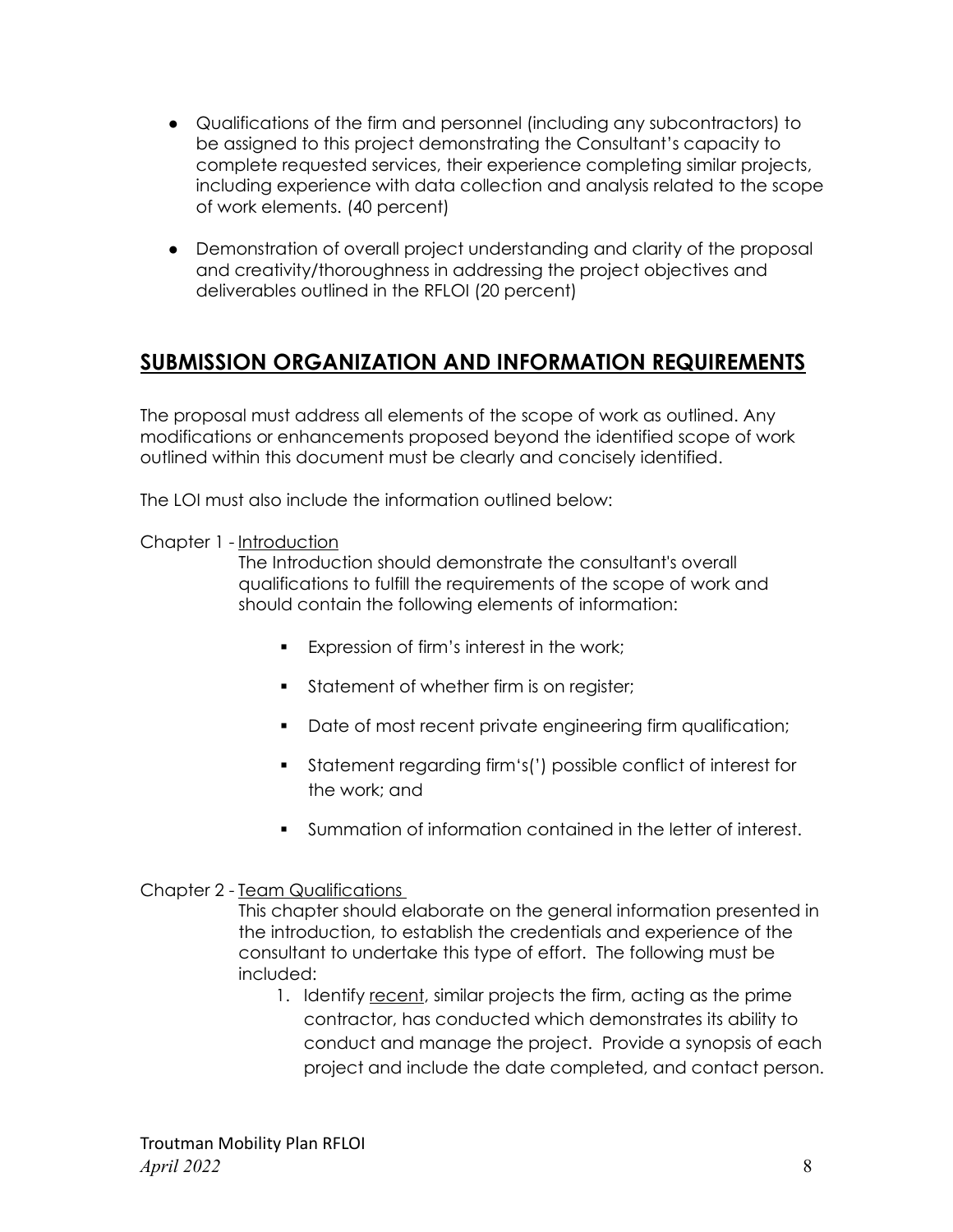- Qualifications of the firm and personnel (including any subcontractors) to be assigned to this project demonstrating the Consultant's capacity to complete requested services, their experience completing similar projects, including experience with data collection and analysis related to the scope of work elements. (40 percent)

- Demonstration of overall project understanding and clarity of the proposal and creativity/thoroughness in addressing the project objectives and deliverables outlined in the RFLOI (20 percent)

## **SUBMISSION ORGANIZATION AND INFORMATION REQUIREMENTS**

The proposal must address all elements of the scope of work as outlined. Any modifications or enhancements proposed beyond the identified scope of work outlined within this document must be clearly and concisely identified.

The LOI must also include the information outlined below:

Chapter 1 - Introduction

The Introduction should demonstrate the consultant's overall qualifications to fulfill the requirements of the scope of work and should contain the following elements of information:

- Expression of firm's interest in the work;
- Statement of whether firm is on register;
- Date of most recent private engineering firm qualification;
- Statement regarding firm's(') possible conflict of interest for the work; and
- Summation of information contained in the letter of interest.

Chapter 2 - Team Qualifications

This chapter should elaborate on the general information presented in the introduction, to establish the credentials and experience of the consultant to undertake this type of effort. The following must be included:

1. Identify recent, similar projects the firm, acting as the prime contractor, has conducted which demonstrates its ability to conduct and manage the project. Provide a synopsis of each project and include the date completed, and contact person.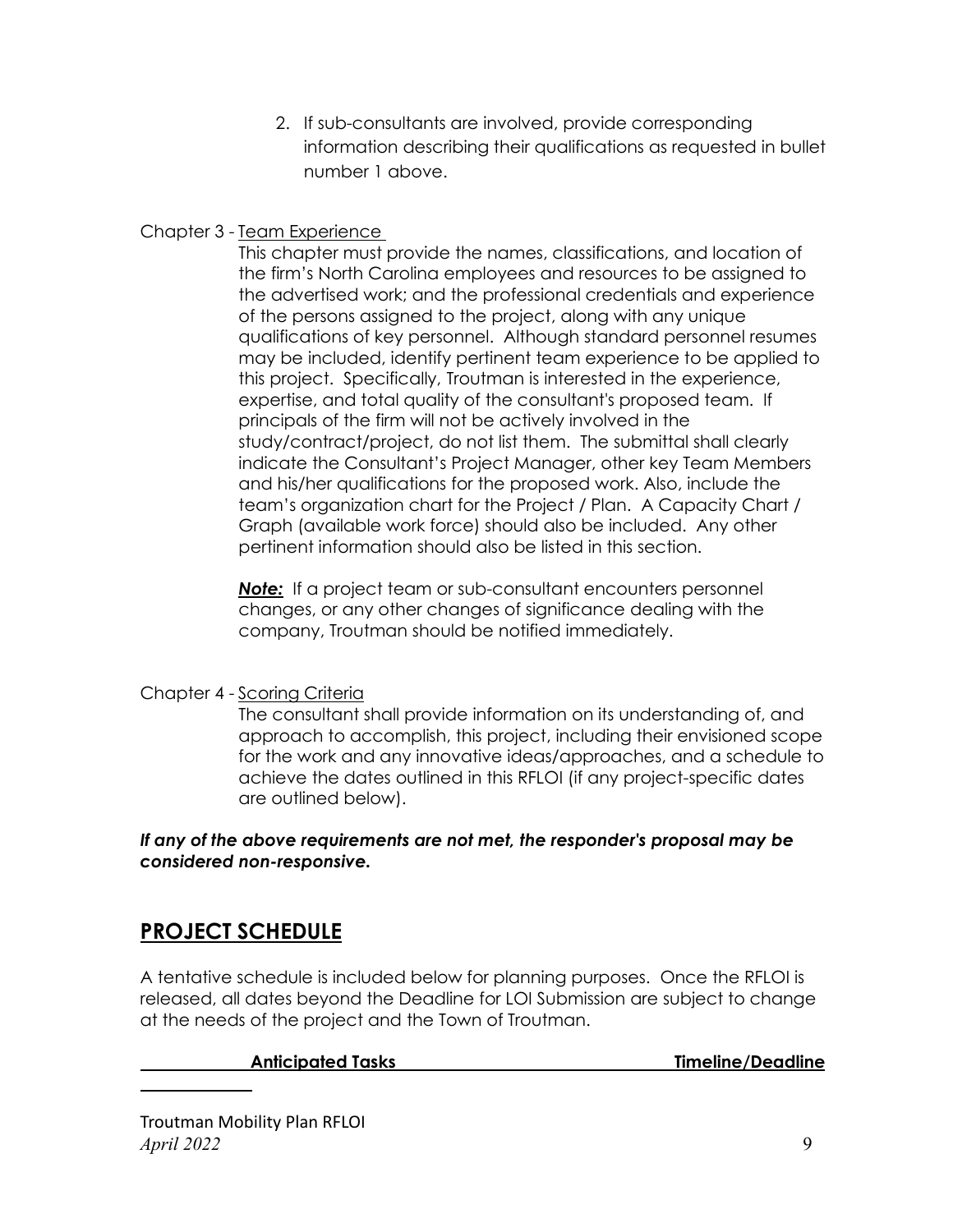2. If sub-consultants are involved, provide corresponding information describing their qualifications as requested in bullet number 1 above.

Chapter 3 - Team Experience

This chapter must provide the names, classifications, and location of the firm's North Carolina employees and resources to be assigned to the advertised work; and the professional credentials and experience of the persons assigned to the project, along with any unique qualifications of key personnel. Although standard personnel resumes may be included, identify pertinent team experience to be applied to this project. Specifically, Troutman is interested in the experience, expertise, and total quality of the consultant's proposed team. If principals of the firm will not be actively involved in the study/contract/project, do not list them. The submittal shall clearly indicate the Consultant's Project Manager, other key Team Members and his/her qualifications for the proposed work. Also, include the team's organization chart for the Project / Plan. A Capacity Chart / Graph (available work force) should also be included. Any other pertinent information should also be listed in this section.

***Note:*** If a project team or sub-consultant encounters personnel changes, or any other changes of significance dealing with the company, Troutman should be notified immediately.

Chapter 4 - Scoring Criteria

The consultant shall provide information on its understanding of, and approach to accomplish, this project, including their envisioned scope for the work and any innovative ideas/approaches, and a schedule to achieve the dates outlined in this RFLOI (if any project-specific dates are outlined below).

***If any of the above requirements are not met, the responder's proposal may be considered non-responsive.***

## PROJECT SCHEDULE

A tentative schedule is included below for planning purposes. Once the RFLOI is released, all dates beyond the Deadline for LOI Submission are subject to change at the needs of the project and the Town of Troutman.

| Anticipated Tasks | Timeline/Deadline |
| --- | --- |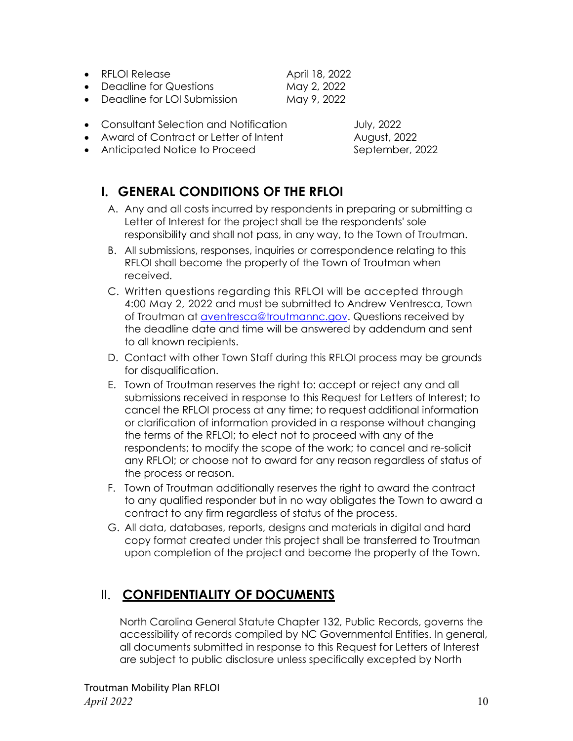- RFLOI Release — April 18, 2022
- Deadline for Questions — May 2, 2022
- Deadline for LOI Submission — May 9, 2022

- Consultant Selection and Notification — July, 2022
- Award of Contract or Letter of Intent — August, 2022
- Anticipated Notice to Proceed — September, 2022

## I. GENERAL CONDITIONS OF THE RFLOI

A. Any and all costs incurred by respondents in preparing or submitting a Letter of Interest for the project shall be the respondents' sole responsibility and shall not pass, in any way, to the Town of Troutman.

B. All submissions, responses, inquiries or correspondence relating to this RFLOI shall become the property of the Town of Troutman when received.

C. Written questions regarding this RFLOI will be accepted through 4:00 May 2, 2022 and must be submitted to Andrew Ventresca, Town of Troutman at aventresca@troutmannc.gov. Questions received by the deadline date and time will be answered by addendum and sent to all known recipients.

D. Contact with other Town Staff during this RFLOI process may be grounds for disqualification.

E. Town of Troutman reserves the right to: accept or reject any and all submissions received in response to this Request for Letters of Interest; to cancel the RFLOI process at any time; to request additional information or clarification of information provided in a response without changing the terms of the RFLOI; to elect not to proceed with any of the respondents; to modify the scope of the work; to cancel and re-solicit any RFLOI; or choose not to award for any reason regardless of status of the process or reason.

F. Town of Troutman additionally reserves the right to award the contract to any qualified responder but in no way obligates the Town to award a contract to any firm regardless of status of the process.

G. All data, databases, reports, designs and materials in digital and hard copy format created under this project shall be transferred to Troutman upon completion of the project and become the property of the Town.

## II. CONFIDENTIALITY OF DOCUMENTS

North Carolina General Statute Chapter 132, Public Records, governs the accessibility of records compiled by NC Governmental Entities. In general, all documents submitted in response to this Request for Letters of Interest are subject to public disclosure unless specifically excepted by North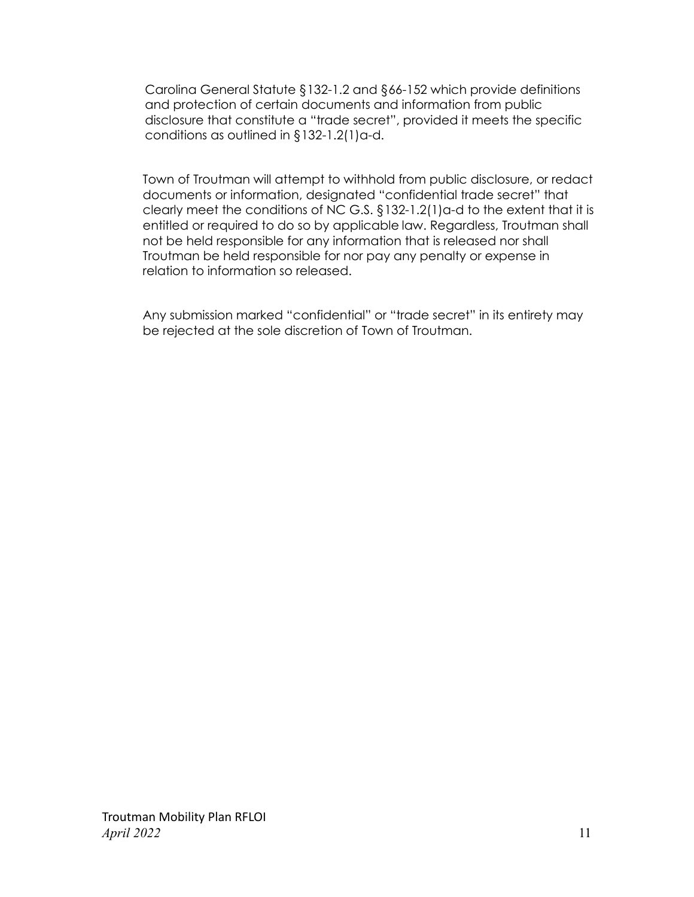Carolina General Statute §132-1.2 and §66-152 which provide definitions and protection of certain documents and information from public disclosure that constitute a "trade secret", provided it meets the specific conditions as outlined in §132-1.2(1)a-d.

Town of Troutman will attempt to withhold from public disclosure, or redact documents or information, designated "confidential trade secret" that clearly meet the conditions of NC G.S. §132-1.2(1)a-d to the extent that it is entitled or required to do so by applicable law. Regardless, Troutman shall not be held responsible for any information that is released nor shall Troutman be held responsible for nor pay any penalty or expense in relation to information so released.

Any submission marked "confidential" or "trade secret" in its entirety may be rejected at the sole discretion of Town of Troutman.